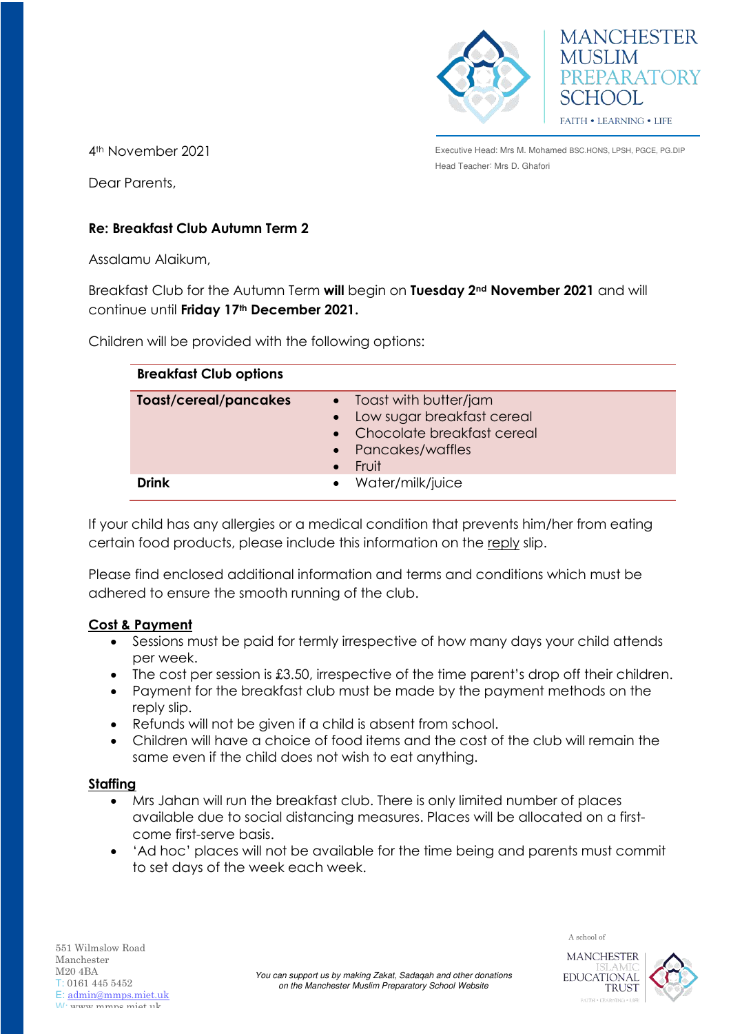MANCHESTER MUSLIM PREPARATORY SCHOOL

FAITH • LEARNING • LIFE

Executive Head: Mrs M. Mohamed BSC.HONS, LPSH, PGCE, PG.DIP

Head Teacher: Mrs D. Ghafori

4th November 2021

Dear Parents,

**Re: Breakfast Club Autumn Term 2**

Assalamu Alaikum,

Breakfast Club for the Autumn Term **will** begin on **Tuesday 2nd November 2021** and will continue until **Friday 17th December 2021.**

Children will be provided with the following options:

| **Breakfast Club options** | |
|---|---|
| **Toast/cereal/pancakes** | • Toast with butter/jam<br>• Low sugar breakfast cereal<br>• Chocolate breakfast cereal<br>• Pancakes/waffles<br>• Fruit |
| **Drink** | • Water/milk/juice |

If your child has any allergies or a medical condition that prevents him/her from eating certain food products, please include this information on the reply slip.

Please find enclosed additional information and terms and conditions which must be adhered to ensure the smooth running of the club.

**Cost & Payment**

- Sessions must be paid for termly irrespective of how many days your child attends per week.
- The cost per session is £3.50, irrespective of the time parent's drop off their children.
- Payment for the breakfast club must be made by the payment methods on the reply slip.
- Refunds will not be given if a child is absent from school.
- Children will have a choice of food items and the cost of the club will remain the same even if the child does not wish to eat anything.

**Staffing**

- Mrs Jahan will run the breakfast club. There is only limited number of places available due to social distancing measures. Places will be allocated on a first-come first-serve basis.
- 'Ad hoc' places will not be available for the time being and parents must commit to set days of the week each week.

551 Wilmslow Road
Manchester
M20 4BA
T: 0161 445 5452
E: admin@mmps.miet.uk
W: www.mmps.miet.uk

*You can support us by making Zakat, Sadaqah and other donations on the Manchester Muslim Preparatory School Website*

A school of MANCHESTER ISLAMIC EDUCATIONAL TRUST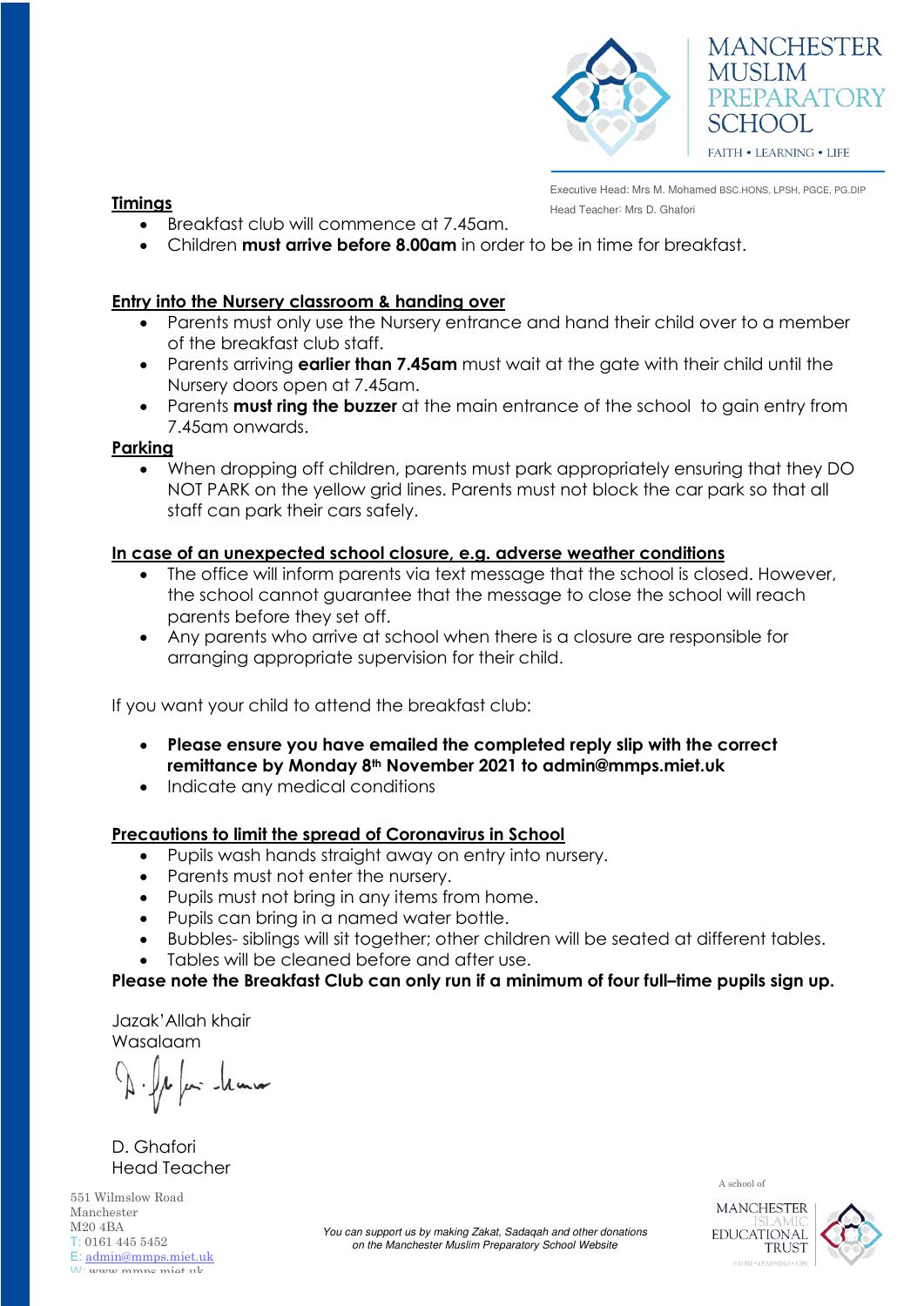Executive Head: Mrs M. Mohamed BSC.HONS, LPSH, PGCE, PG.DIP
Head Teacher: Mrs D. Ghafori

**Timings**

- Breakfast club will commence at 7.45am.
- Children **must arrive before 8.00am** in order to be in time for breakfast.

**Entry into the Nursery classroom & handing over**

- Parents must only use the Nursery entrance and hand their child over to a member of the breakfast club staff.
- Parents arriving **earlier than 7.45am** must wait at the gate with their child until the Nursery doors open at 7.45am.
- Parents **must ring the buzzer** at the main entrance of the school to gain entry from 7.45am onwards.

**Parking**

- When dropping off children, parents must park appropriately ensuring that they DO NOT PARK on the yellow grid lines. Parents must not block the car park so that all staff can park their cars safely.

**In case of an unexpected school closure, e.g. adverse weather conditions**

- The office will inform parents via text message that the school is closed. However, the school cannot guarantee that the message to close the school will reach parents before they set off.
- Any parents who arrive at school when there is a closure are responsible for arranging appropriate supervision for their child.

If you want your child to attend the breakfast club:

- **Please ensure you have emailed the completed reply slip with the correct remittance by Monday 8th November 2021 to admin@mmps.miet.uk**
- Indicate any medical conditions

**Precautions to limit the spread of Coronavirus in School**

- Pupils wash hands straight away on entry into nursery.
- Parents must not enter the nursery.
- Pupils must not bring in any items from home.
- Pupils can bring in a named water bottle.
- Bubbles- siblings will sit together; other children will be seated at different tables.
- Tables will be cleaned before and after use.

**Please note the Breakfast Club can only run if a minimum of four full–time pupils sign up.**

Jazak'Allah khair
Wasalaam

D. Ghafori
Head Teacher

551 Wilmslow Road
Manchester
M20 4BA
T: 0161 445 5452
E: admin@mmps.miet.uk
W: www.mmps.miet.uk

*You can support us by making Zakat, Sadaqah and other donations on the Manchester Muslim Preparatory School Website*

A school of
MANCHESTER ISLAMIC EDUCATIONAL TRUST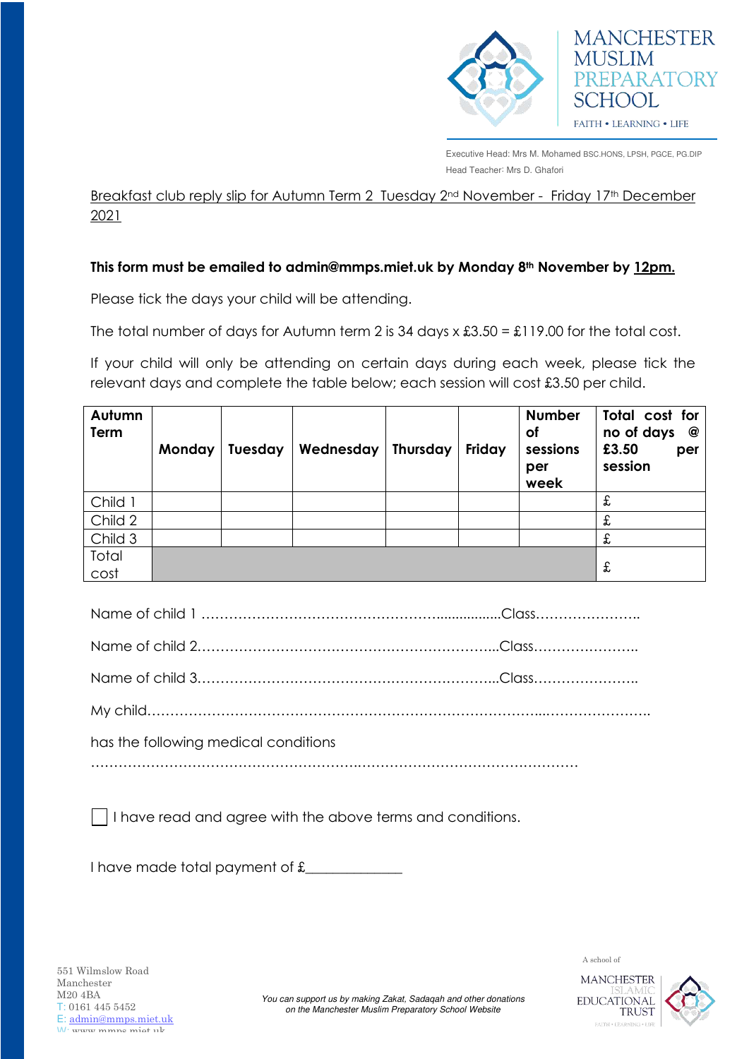MANCHESTER MUSLIM PREPARATORY SCHOOL

FAITH • LEARNING • LIFE

Executive Head: Mrs M. Mohamed BSC.HONS, LPSH, PGCE, PG.DIP

Head Teacher: Mrs D. Ghafori

Breakfast club reply slip for Autumn Term 2 Tuesday 2nd November - Friday 17th December 2021

**This form must be emailed to admin@mmps.miet.uk by Monday 8th November by 12pm.**

Please tick the days your child will be attending.

The total number of days for Autumn term 2 is 34 days x £3.50 = £119.00 for the total cost.

If your child will only be attending on certain days during each week, please tick the relevant days and complete the table below; each session will cost £3.50 per child.

| **Autumn Term** | **Monday** | **Tuesday** | **Wednesday** | **Thursday** | **Friday** | **Number of sessions per week** | **Total cost for no of days @ £3.50 per session** |
|---|---|---|---|---|---|---|---|
| Child 1 | | | | | | | £ |
| Child 2 | | | | | | | £ |
| Child 3 | | | | | | | £ |
| Total cost | | | | | | | £ |

Name of child 1 ……………………………………………….................Class…………………..

Name of child 2…………………………………………………………...Class…………………..

Name of child 3…………………………………………………………...Class…………………..

My child…………………………………………………………………………...…………………..

has the following medical conditions

……………………………………………….……………………………….………

☐ I have read and agree with the above terms and conditions.

I have made total payment of £_____________

551 Wilmslow Road
Manchester
M20 4BA
T: 0161 445 5452
E: admin@mmps.miet.uk
W: www.mmps.miet.uk

*You can support us by making Zakat, Sadaqah and other donations on the Manchester Muslim Preparatory School Website*

A school of MANCHESTER ISLAMIC EDUCATIONAL TRUST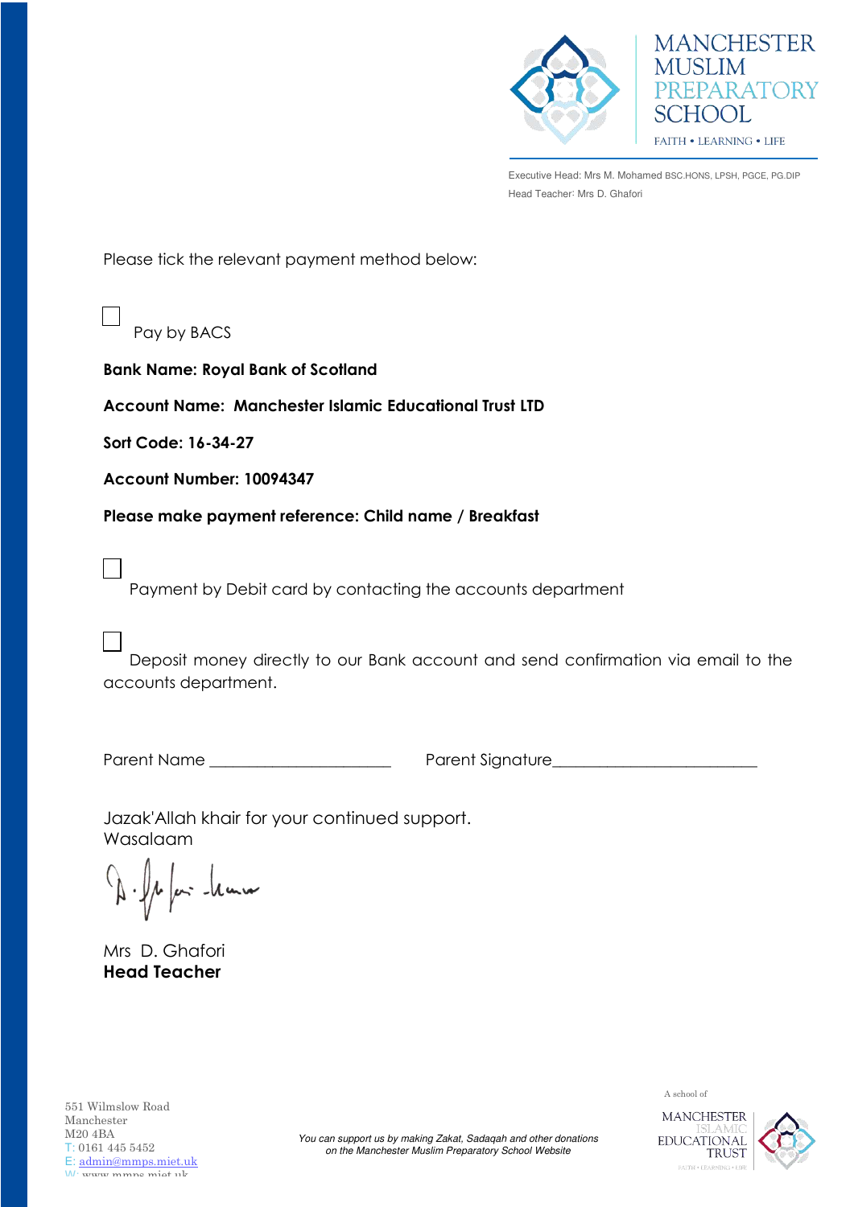MANCHESTER MUSLIM PREPARATORY SCHOOL

FAITH • LEARNING • LIFE

Executive Head: Mrs M. Mohamed BSC.HONS, LPSH, PGCE, PG.DIP

Head Teacher: Mrs D. Ghafori

Please tick the relevant payment method below:

☐ Pay by BACS

**Bank Name: Royal Bank of Scotland**

**Account Name: Manchester Islamic Educational Trust LTD**

**Sort Code: 16-34-27**

**Account Number: 10094347**

**Please make payment reference: Child name / Breakfast**

☐ Payment by Debit card by contacting the accounts department

☐ Deposit money directly to our Bank account and send confirmation via email to the accounts department.

Parent Name ______________________ Parent Signature________________________

Jazak'Allah khair for your continued support.
Wasalaam

Mrs D. Ghafori
**Head Teacher**

551 Wilmslow Road
Manchester
M20 4BA
T: 0161 445 5452
E: admin@mmps.miet.uk
W: www.mmps.miet.uk

*You can support us by making Zakat, Sadaqah and other donations on the Manchester Muslim Preparatory School Website*

A school of MANCHESTER ISLAMIC EDUCATIONAL TRUST